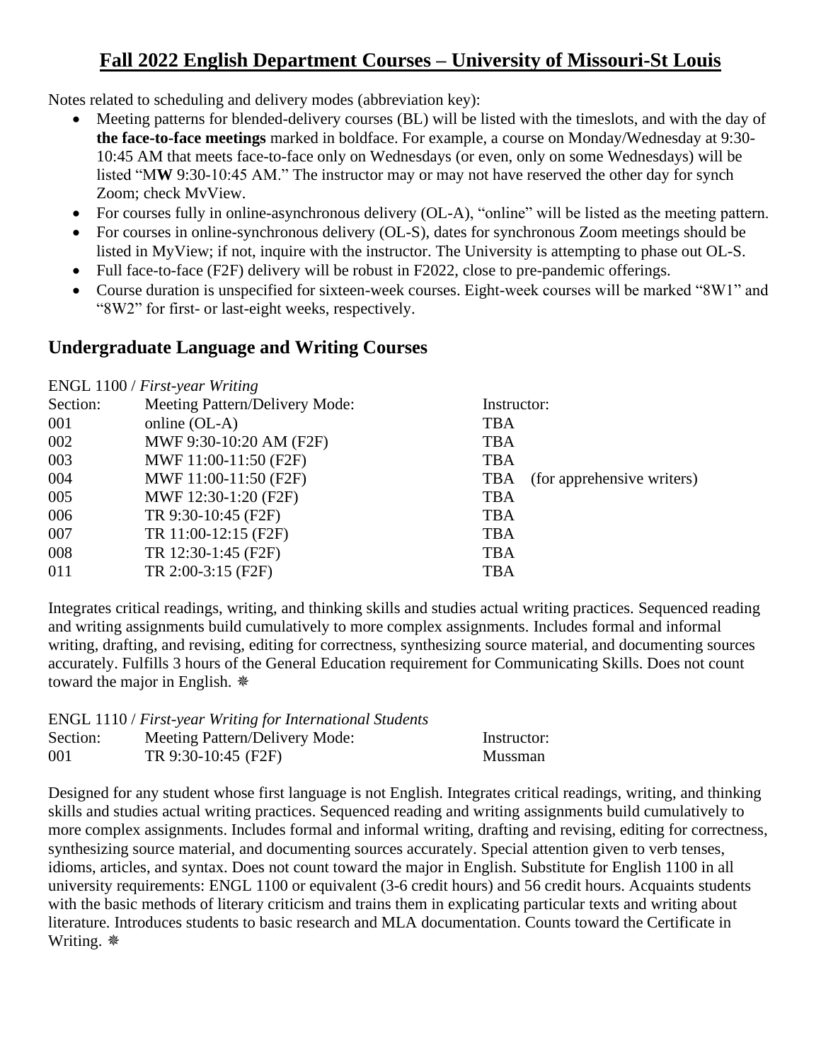# Fall 2022 English Department Courses – University of Missouri-St Louis

Notes related to scheduling and delivery modes (abbreviation key):

- Meeting patterns for blended-delivery courses (BL) will be listed with the timeslots, and with the day of **the face-to-face meetings** marked in boldface. For example, a course on Monday/Wednesday at 9:30-10:45 AM that meets face-to-face only on Wednesdays (or even, only on some Wednesdays) will be listed "M**W** 9:30-10:45 AM." The instructor may or may not have reserved the other day for synch Zoom; check MvView.
- For courses fully in online-asynchronous delivery (OL-A), "online" will be listed as the meeting pattern.
- For courses in online-synchronous delivery (OL-S), dates for synchronous Zoom meetings should be listed in MyView; if not, inquire with the instructor. The University is attempting to phase out OL-S.
- Full face-to-face (F2F) delivery will be robust in F2022, close to pre-pandemic offerings.
- Course duration is unspecified for sixteen-week courses. Eight-week courses will be marked "8W1" and "8W2" for first- or last-eight weeks, respectively.

## Undergraduate Language and Writing Courses

ENGL 1100 / *First-year Writing*

| Section: | Meeting Pattern/Delivery Mode: | Instructor: |
|---|---|---|
| 001 | online (OL-A) | TBA |
| 002 | MWF 9:30-10:20 AM (F2F) | TBA |
| 003 | MWF 11:00-11:50 (F2F) | TBA |
| 004 | MWF 11:00-11:50 (F2F) | TBA (for apprehensive writers) |
| 005 | MWF 12:30-1:20 (F2F) | TBA |
| 006 | TR 9:30-10:45 (F2F) | TBA |
| 007 | TR 11:00-12:15 (F2F) | TBA |
| 008 | TR 12:30-1:45 (F2F) | TBA |
| 011 | TR 2:00-3:15 (F2F) | TBA |

Integrates critical readings, writing, and thinking skills and studies actual writing practices. Sequenced reading and writing assignments build cumulatively to more complex assignments. Includes formal and informal writing, drafting, and revising, editing for correctness, synthesizing source material, and documenting sources accurately. Fulfills 3 hours of the General Education requirement for Communicating Skills. Does not count toward the major in English. ❋

ENGL 1110 / *First-year Writing for International Students*

| Section: | Meeting Pattern/Delivery Mode: | Instructor: |
|---|---|---|
| 001 | TR 9:30-10:45 (F2F) | Mussman |

Designed for any student whose first language is not English. Integrates critical readings, writing, and thinking skills and studies actual writing practices. Sequenced reading and writing assignments build cumulatively to more complex assignments. Includes formal and informal writing, drafting and revising, editing for correctness, synthesizing source material, and documenting sources accurately. Special attention given to verb tenses, idioms, articles, and syntax. Does not count toward the major in English. Substitute for English 1100 in all university requirements: ENGL 1100 or equivalent (3-6 credit hours) and 56 credit hours. Acquaints students with the basic methods of literary criticism and trains them in explicating particular texts and writing about literature. Introduces students to basic research and MLA documentation. Counts toward the Certificate in Writing. ❋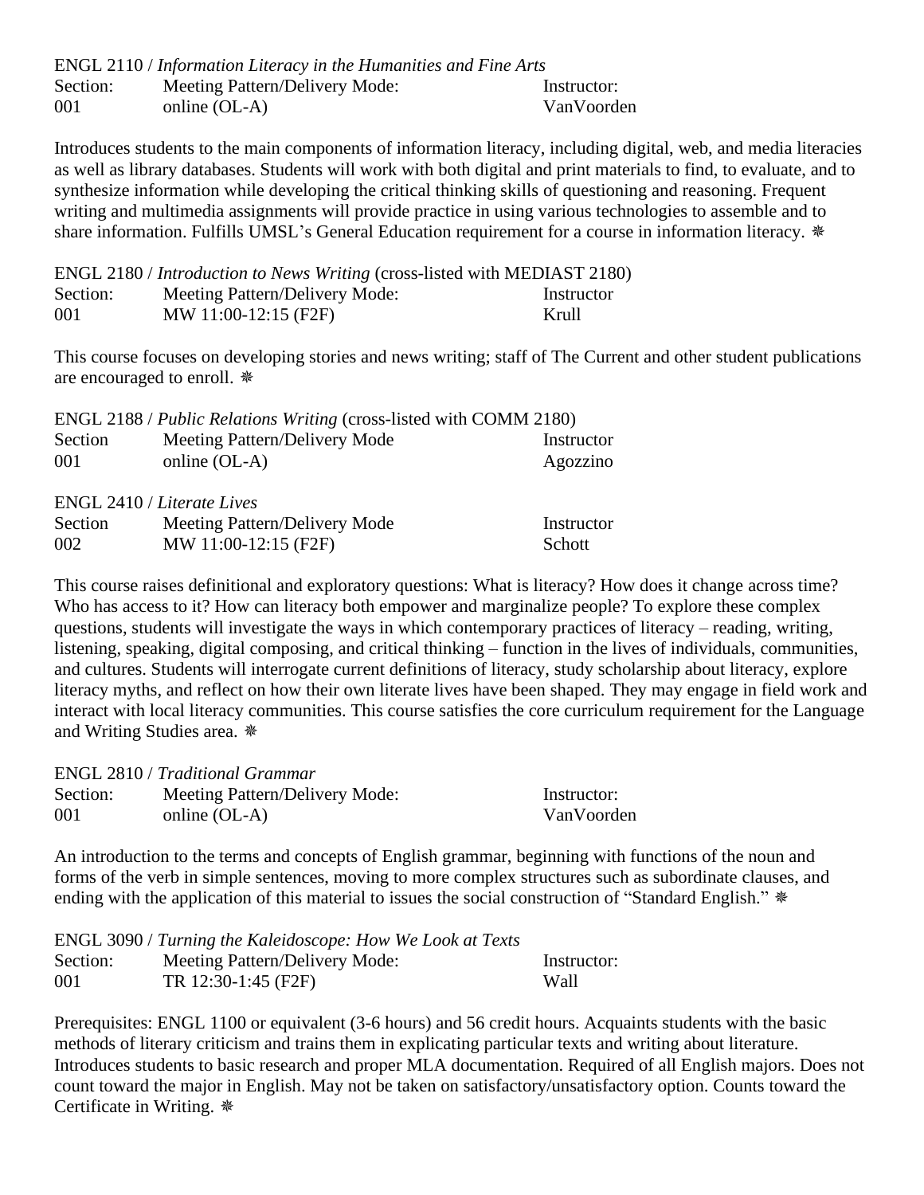ENGL 2110 / *Information Literacy in the Humanities and Fine Arts*

| Section: | Meeting Pattern/Delivery Mode: | Instructor: |
| --- | --- | --- |
| 001 | online (OL-A) | VanVoorden |

Introduces students to the main components of information literacy, including digital, web, and media literacies as well as library databases. Students will work with both digital and print materials to find, to evaluate, and to synthesize information while developing the critical thinking skills of questioning and reasoning. Frequent writing and multimedia assignments will provide practice in using various technologies to assemble and to share information. Fulfills UMSL's General Education requirement for a course in information literacy. ❋

ENGL 2180 / *Introduction to News Writing* (cross-listed with MEDIAST 2180)

| Section: | Meeting Pattern/Delivery Mode: | Instructor |
| --- | --- | --- |
| 001 | MW 11:00-12:15 (F2F) | Krull |

This course focuses on developing stories and news writing; staff of The Current and other student publications are encouraged to enroll. ❋

ENGL 2188 / *Public Relations Writing* (cross-listed with COMM 2180)

| Section | Meeting Pattern/Delivery Mode | Instructor |
| --- | --- | --- |
| 001 | online (OL-A) | Agozzino |

ENGL 2410 / *Literate Lives*

| Section | Meeting Pattern/Delivery Mode | Instructor |
| --- | --- | --- |
| 002 | MW 11:00-12:15 (F2F) | Schott |

This course raises definitional and exploratory questions: What is literacy? How does it change across time? Who has access to it? How can literacy both empower and marginalize people? To explore these complex questions, students will investigate the ways in which contemporary practices of literacy – reading, writing, listening, speaking, digital composing, and critical thinking – function in the lives of individuals, communities, and cultures. Students will interrogate current definitions of literacy, study scholarship about literacy, explore literacy myths, and reflect on how their own literate lives have been shaped. They may engage in field work and interact with local literacy communities. This course satisfies the core curriculum requirement for the Language and Writing Studies area. ❋

ENGL 2810 / *Traditional Grammar*

| Section: | Meeting Pattern/Delivery Mode: | Instructor: |
| --- | --- | --- |
| 001 | online (OL-A) | VanVoorden |

An introduction to the terms and concepts of English grammar, beginning with functions of the noun and forms of the verb in simple sentences, moving to more complex structures such as subordinate clauses, and ending with the application of this material to issues the social construction of "Standard English." ❋

ENGL 3090 / *Turning the Kaleidoscope: How We Look at Texts*

| Section: | Meeting Pattern/Delivery Mode: | Instructor: |
| --- | --- | --- |
| 001 | TR 12:30-1:45 (F2F) | Wall |

Prerequisites: ENGL 1100 or equivalent (3-6 hours) and 56 credit hours. Acquaints students with the basic methods of literary criticism and trains them in explicating particular texts and writing about literature. Introduces students to basic research and proper MLA documentation. Required of all English majors. Does not count toward the major in English. May not be taken on satisfactory/unsatisfactory option. Counts toward the Certificate in Writing. ❋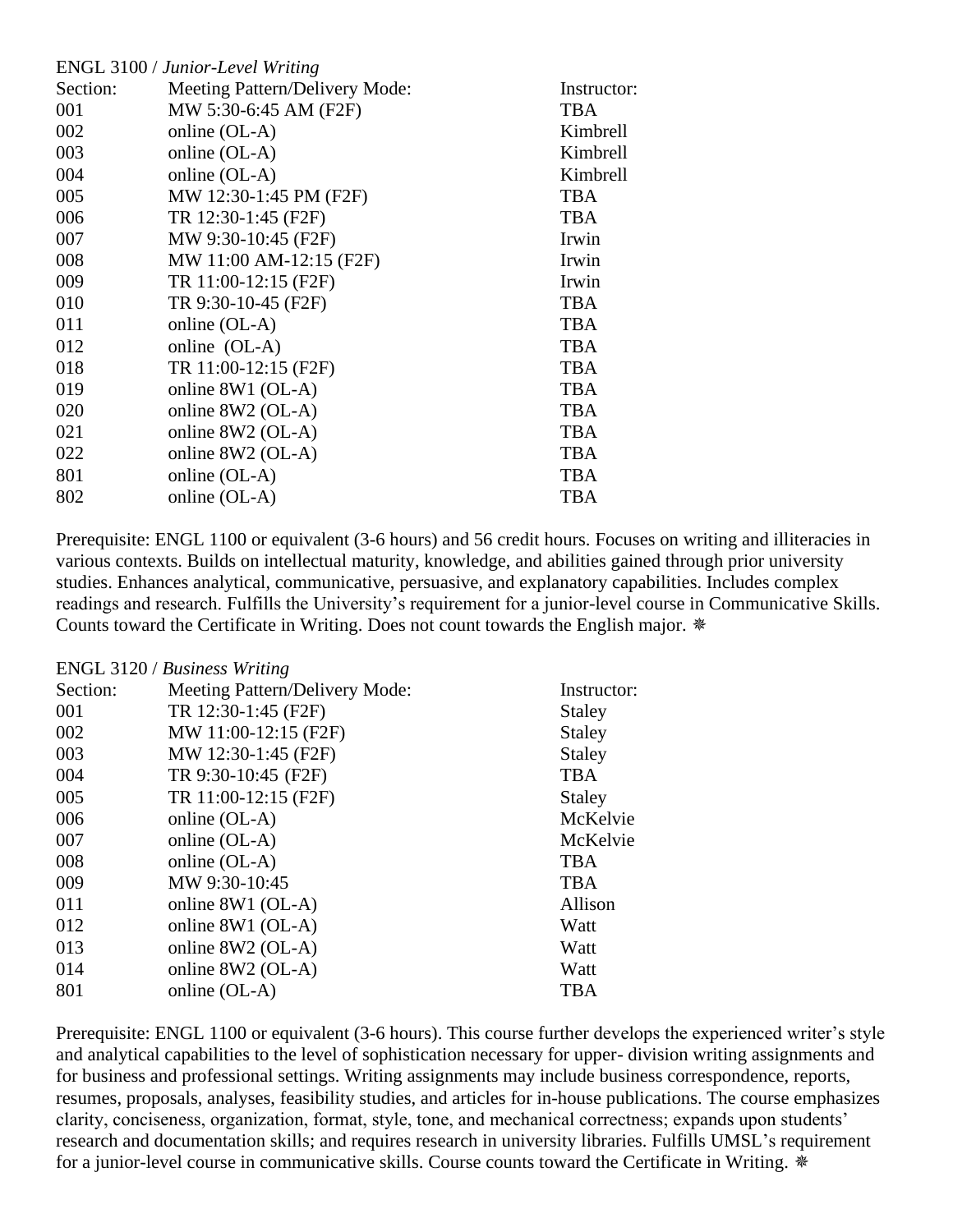ENGL 3100 / *Junior-Level Writing*

| Section: | Meeting Pattern/Delivery Mode: | Instructor: |
|---|---|---|
| 001 | MW 5:30-6:45 AM (F2F) | TBA |
| 002 | online (OL-A) | Kimbrell |
| 003 | online (OL-A) | Kimbrell |
| 004 | online (OL-A) | Kimbrell |
| 005 | MW 12:30-1:45 PM (F2F) | TBA |
| 006 | TR 12:30-1:45 (F2F) | TBA |
| 007 | MW 9:30-10:45 (F2F) | Irwin |
| 008 | MW 11:00 AM-12:15 (F2F) | Irwin |
| 009 | TR 11:00-12:15 (F2F) | Irwin |
| 010 | TR 9:30-10-45 (F2F) | TBA |
| 011 | online (OL-A) | TBA |
| 012 | online (OL-A) | TBA |
| 018 | TR 11:00-12:15 (F2F) | TBA |
| 019 | online 8W1 (OL-A) | TBA |
| 020 | online 8W2 (OL-A) | TBA |
| 021 | online 8W2 (OL-A) | TBA |
| 022 | online 8W2 (OL-A) | TBA |
| 801 | online (OL-A) | TBA |
| 802 | online (OL-A) | TBA |

Prerequisite: ENGL 1100 or equivalent (3-6 hours) and 56 credit hours. Focuses on writing and illiteracies in various contexts. Builds on intellectual maturity, knowledge, and abilities gained through prior university studies. Enhances analytical, communicative, persuasive, and explanatory capabilities. Includes complex readings and research. Fulfills the University's requirement for a junior-level course in Communicative Skills. Counts toward the Certificate in Writing. Does not count towards the English major. ❋

ENGL 3120 / *Business Writing*

| Section: | Meeting Pattern/Delivery Mode: | Instructor: |
|---|---|---|
| 001 | TR 12:30-1:45 (F2F) | Staley |
| 002 | MW 11:00-12:15 (F2F) | Staley |
| 003 | MW 12:30-1:45 (F2F) | Staley |
| 004 | TR 9:30-10:45 (F2F) | TBA |
| 005 | TR 11:00-12:15 (F2F) | Staley |
| 006 | online (OL-A) | McKelvie |
| 007 | online (OL-A) | McKelvie |
| 008 | online (OL-A) | TBA |
| 009 | MW 9:30-10:45 | TBA |
| 011 | online 8W1 (OL-A) | Allison |
| 012 | online 8W1 (OL-A) | Watt |
| 013 | online 8W2 (OL-A) | Watt |
| 014 | online 8W2 (OL-A) | Watt |
| 801 | online (OL-A) | TBA |

Prerequisite: ENGL 1100 or equivalent (3-6 hours). This course further develops the experienced writer's style and analytical capabilities to the level of sophistication necessary for upper- division writing assignments and for business and professional settings. Writing assignments may include business correspondence, reports, resumes, proposals, analyses, feasibility studies, and articles for in-house publications. The course emphasizes clarity, conciseness, organization, format, style, tone, and mechanical correctness; expands upon students' research and documentation skills; and requires research in university libraries. Fulfills UMSL's requirement for a junior-level course in communicative skills. Course counts toward the Certificate in Writing. ❋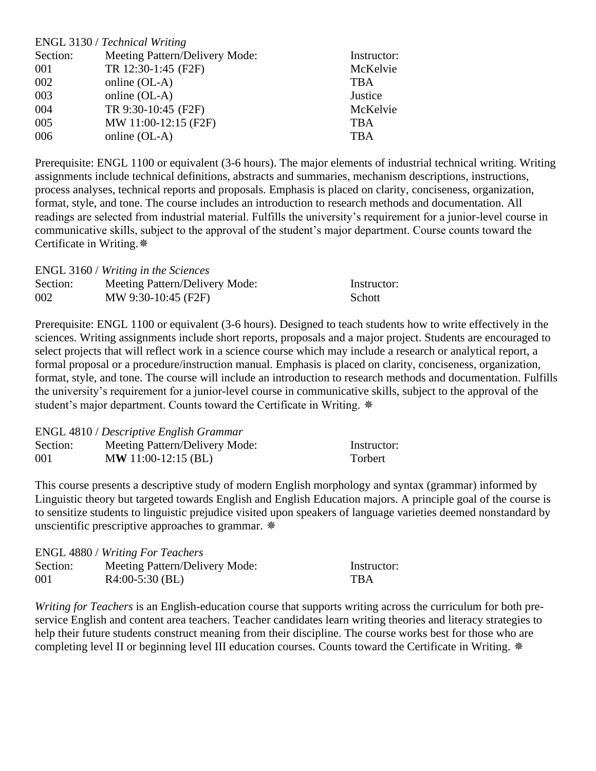ENGL 3130 / *Technical Writing*

| Section: | Meeting Pattern/Delivery Mode: | Instructor: |
|---|---|---|
| 001 | TR 12:30-1:45 (F2F) | McKelvie |
| 002 | online (OL-A) | TBA |
| 003 | online (OL-A) | Justice |
| 004 | TR 9:30-10:45 (F2F) | McKelvie |
| 005 | MW 11:00-12:15 (F2F) | TBA |
| 006 | online (OL-A) | TBA |

Prerequisite: ENGL 1100 or equivalent (3-6 hours). The major elements of industrial technical writing. Writing assignments include technical definitions, abstracts and summaries, mechanism descriptions, instructions, process analyses, technical reports and proposals. Emphasis is placed on clarity, conciseness, organization, format, style, and tone. The course includes an introduction to research methods and documentation. All readings are selected from industrial material. Fulfills the university's requirement for a junior-level course in communicative skills, subject to the approval of the student's major department. Course counts toward the Certificate in Writing. ❋

ENGL 3160 / *Writing in the Sciences*

| Section: | Meeting Pattern/Delivery Mode: | Instructor: |
|---|---|---|
| 002 | MW 9:30-10:45 (F2F) | Schott |

Prerequisite: ENGL 1100 or equivalent (3-6 hours). Designed to teach students how to write effectively in the sciences. Writing assignments include short reports, proposals and a major project. Students are encouraged to select projects that will reflect work in a science course which may include a research or analytical report, a formal proposal or a procedure/instruction manual. Emphasis is placed on clarity, conciseness, organization, format, style, and tone. The course will include an introduction to research methods and documentation. Fulfills the university's requirement for a junior-level course in communicative skills, subject to the approval of the student's major department. Counts toward the Certificate in Writing. ❋

ENGL 4810 / *Descriptive English Grammar*

| Section: | Meeting Pattern/Delivery Mode: | Instructor: |
|---|---|---|
| 001 | M**W** 11:00-12:15 (BL) | Torbert |

This course presents a descriptive study of modern English morphology and syntax (grammar) informed by Linguistic theory but targeted towards English and English Education majors. A principle goal of the course is to sensitize students to linguistic prejudice visited upon speakers of language varieties deemed nonstandard by unscientific prescriptive approaches to grammar. ❋

ENGL 4880 / *Writing For Teachers*

| Section: | Meeting Pattern/Delivery Mode: | Instructor: |
|---|---|---|
| 001 | R4:00-5:30 (BL) | TBA |

*Writing for Teachers* is an English-education course that supports writing across the curriculum for both pre-service English and content area teachers. Teacher candidates learn writing theories and literacy strategies to help their future students construct meaning from their discipline. The course works best for those who are completing level II or beginning level III education courses. Counts toward the Certificate in Writing. ❋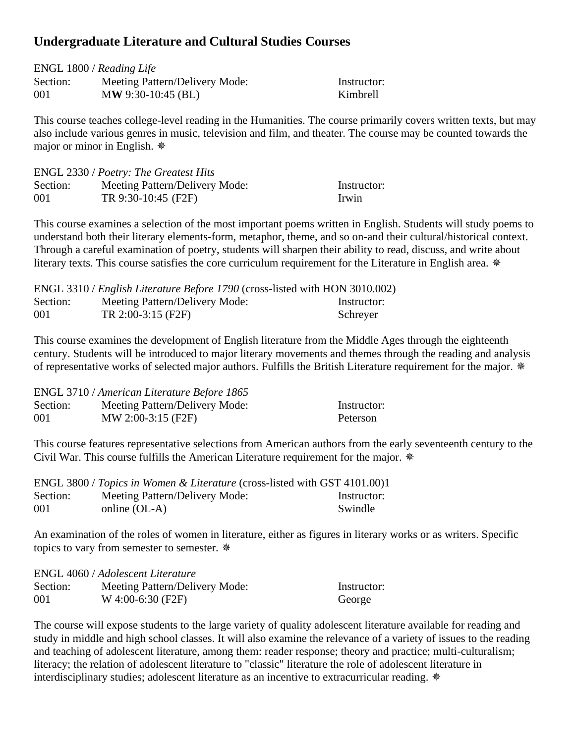## Undergraduate Literature and Cultural Studies Courses

ENGL 1800 / *Reading Life*

| Section: | Meeting Pattern/Delivery Mode: | Instructor: |
|---|---|---|
| 001 | M**W** 9:30-10:45 (BL) | Kimbrell |

This course teaches college-level reading in the Humanities. The course primarily covers written texts, but may also include various genres in music, television and film, and theater. The course may be counted towards the major or minor in English. ❋

ENGL 2330 / *Poetry: The Greatest Hits*

| Section: | Meeting Pattern/Delivery Mode: | Instructor: |
|---|---|---|
| 001 | TR 9:30-10:45 (F2F) | Irwin |

This course examines a selection of the most important poems written in English. Students will study poems to understand both their literary elements-form, metaphor, theme, and so on-and their cultural/historical context. Through a careful examination of poetry, students will sharpen their ability to read, discuss, and write about literary texts. This course satisfies the core curriculum requirement for the Literature in English area. ❋

ENGL 3310 / *English Literature Before 1790* (cross-listed with HON 3010.002)

| Section: | Meeting Pattern/Delivery Mode: | Instructor: |
|---|---|---|
| 001 | TR 2:00-3:15 (F2F) | Schreyer |

This course examines the development of English literature from the Middle Ages through the eighteenth century. Students will be introduced to major literary movements and themes through the reading and analysis of representative works of selected major authors. Fulfills the British Literature requirement for the major. ❋

ENGL 3710 / *American Literature Before 1865*

| Section: | Meeting Pattern/Delivery Mode: | Instructor: |
|---|---|---|
| 001 | MW 2:00-3:15 (F2F) | Peterson |

This course features representative selections from American authors from the early seventeenth century to the Civil War. This course fulfills the American Literature requirement for the major. ❋

ENGL 3800 / *Topics in Women & Literature* (cross-listed with GST 4101.00)1

| Section: | Meeting Pattern/Delivery Mode: | Instructor: |
|---|---|---|
| 001 | online (OL-A) | Swindle |

An examination of the roles of women in literature, either as figures in literary works or as writers. Specific topics to vary from semester to semester. ❋

ENGL 4060 / *Adolescent Literature*

| Section: | Meeting Pattern/Delivery Mode: | Instructor: |
|---|---|---|
| 001 | W 4:00-6:30 (F2F) | George |

The course will expose students to the large variety of quality adolescent literature available for reading and study in middle and high school classes. It will also examine the relevance of a variety of issues to the reading and teaching of adolescent literature, among them: reader response; theory and practice; multi-culturalism; literacy; the relation of adolescent literature to "classic" literature the role of adolescent literature in interdisciplinary studies; adolescent literature as an incentive to extracurricular reading. ❋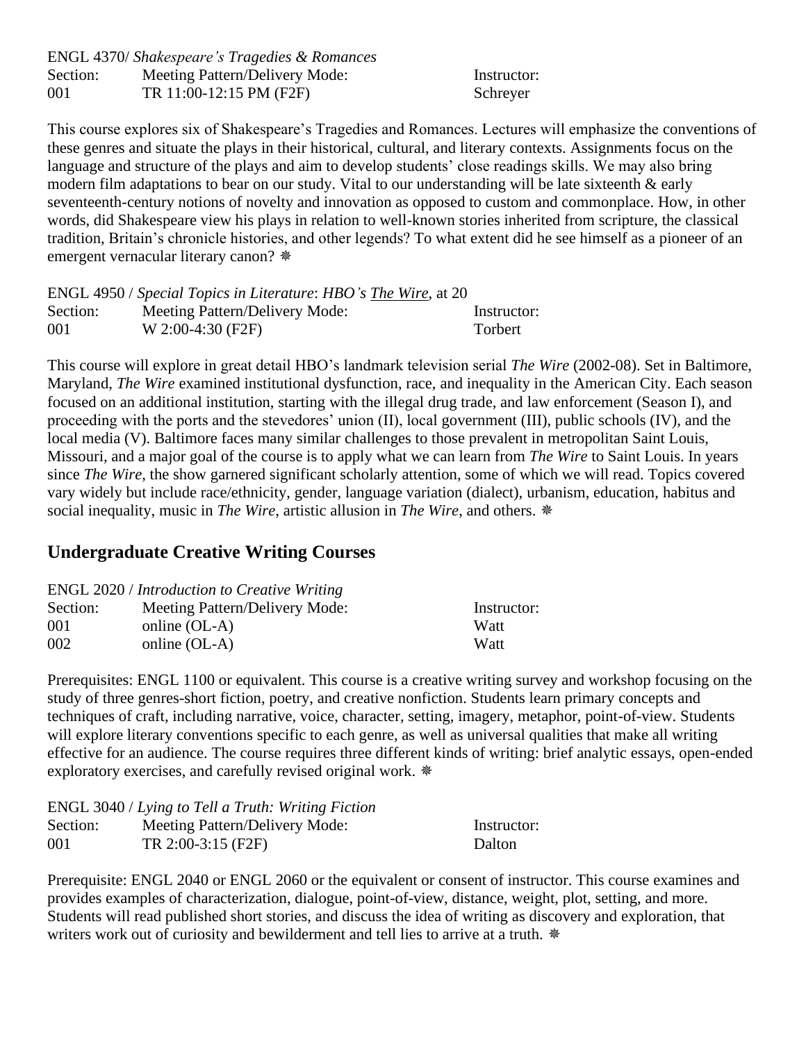ENGL 4370/ *Shakespeare's Tragedies & Romances*

| Section: | Meeting Pattern/Delivery Mode: | Instructor: |
|---|---|---|
| 001 | TR 11:00-12:15 PM (F2F) | Schreyer |

This course explores six of Shakespeare's Tragedies and Romances. Lectures will emphasize the conventions of these genres and situate the plays in their historical, cultural, and literary contexts. Assignments focus on the language and structure of the plays and aim to develop students' close readings skills. We may also bring modern film adaptations to bear on our study. Vital to our understanding will be late sixteenth & early seventeenth-century notions of novelty and innovation as opposed to custom and commonplace. How, in other words, did Shakespeare view his plays in relation to well-known stories inherited from scripture, the classical tradition, Britain's chronicle histories, and other legends? To what extent did he see himself as a pioneer of an emergent vernacular literary canon? ❋

ENGL 4950 / *Special Topics in Literature*: *HBO's The Wire*, at 20

| Section: | Meeting Pattern/Delivery Mode: | Instructor: |
|---|---|---|
| 001 | W 2:00-4:30 (F2F) | Torbert |

This course will explore in great detail HBO's landmark television serial *The Wire* (2002-08). Set in Baltimore, Maryland, *The Wire* examined institutional dysfunction, race, and inequality in the American City. Each season focused on an additional institution, starting with the illegal drug trade, and law enforcement (Season I), and proceeding with the ports and the stevedores' union (II), local government (III), public schools (IV), and the local media (V). Baltimore faces many similar challenges to those prevalent in metropolitan Saint Louis, Missouri, and a major goal of the course is to apply what we can learn from *The Wire* to Saint Louis. In years since *The Wire*, the show garnered significant scholarly attention, some of which we will read. Topics covered vary widely but include race/ethnicity, gender, language variation (dialect), urbanism, education, habitus and social inequality, music in *The Wire*, artistic allusion in *The Wire*, and others. ❋

## Undergraduate Creative Writing Courses

ENGL 2020 / *Introduction to Creative Writing*

| Section: | Meeting Pattern/Delivery Mode: | Instructor: |
|---|---|---|
| 001 | online (OL-A) | Watt |
| 002 | online (OL-A) | Watt |

Prerequisites: ENGL 1100 or equivalent. This course is a creative writing survey and workshop focusing on the study of three genres-short fiction, poetry, and creative nonfiction. Students learn primary concepts and techniques of craft, including narrative, voice, character, setting, imagery, metaphor, point-of-view. Students will explore literary conventions specific to each genre, as well as universal qualities that make all writing effective for an audience. The course requires three different kinds of writing: brief analytic essays, open-ended exploratory exercises, and carefully revised original work. ❋

ENGL 3040 / *Lying to Tell a Truth: Writing Fiction*

| Section: | Meeting Pattern/Delivery Mode: | Instructor: |
|---|---|---|
| 001 | TR 2:00-3:15 (F2F) | Dalton |

Prerequisite: ENGL 2040 or ENGL 2060 or the equivalent or consent of instructor. This course examines and provides examples of characterization, dialogue, point-of-view, distance, weight, plot, setting, and more. Students will read published short stories, and discuss the idea of writing as discovery and exploration, that writers work out of curiosity and bewilderment and tell lies to arrive at a truth. ❋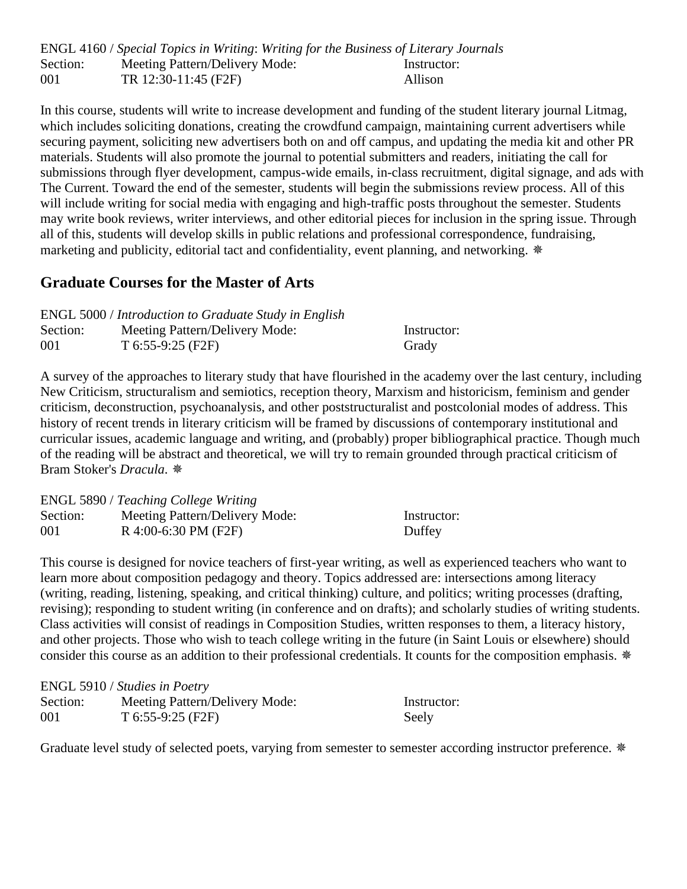ENGL 4160 / *Special Topics in Writing*: *Writing for the Business of Literary Journals*

| Section: | Meeting Pattern/Delivery Mode: | Instructor: |
|---|---|---|
| 001 | TR 12:30-11:45 (F2F) | Allison |

In this course, students will write to increase development and funding of the student literary journal Litmag, which includes soliciting donations, creating the crowdfund campaign, maintaining current advertisers while securing payment, soliciting new advertisers both on and off campus, and updating the media kit and other PR materials. Students will also promote the journal to potential submitters and readers, initiating the call for submissions through flyer development, campus-wide emails, in-class recruitment, digital signage, and ads with The Current. Toward the end of the semester, students will begin the submissions review process. All of this will include writing for social media with engaging and high-traffic posts throughout the semester. Students may write book reviews, writer interviews, and other editorial pieces for inclusion in the spring issue. Through all of this, students will develop skills in public relations and professional correspondence, fundraising, marketing and publicity, editorial tact and confidentiality, event planning, and networking. ❋

## Graduate Courses for the Master of Arts

ENGL 5000 / *Introduction to Graduate Study in English*

| Section: | Meeting Pattern/Delivery Mode: | Instructor: |
|---|---|---|
| 001 | T 6:55-9:25 (F2F) | Grady |

A survey of the approaches to literary study that have flourished in the academy over the last century, including New Criticism, structuralism and semiotics, reception theory, Marxism and historicism, feminism and gender criticism, deconstruction, psychoanalysis, and other poststructuralist and postcolonial modes of address. This history of recent trends in literary criticism will be framed by discussions of contemporary institutional and curricular issues, academic language and writing, and (probably) proper bibliographical practice. Though much of the reading will be abstract and theoretical, we will try to remain grounded through practical criticism of Bram Stoker's *Dracula*. ❋

ENGL 5890 / *Teaching College Writing*

| Section: | Meeting Pattern/Delivery Mode: | Instructor: |
|---|---|---|
| 001 | R 4:00-6:30 PM (F2F) | Duffey |

This course is designed for novice teachers of first-year writing, as well as experienced teachers who want to learn more about composition pedagogy and theory. Topics addressed are: intersections among literacy (writing, reading, listening, speaking, and critical thinking) culture, and politics; writing processes (drafting, revising); responding to student writing (in conference and on drafts); and scholarly studies of writing students. Class activities will consist of readings in Composition Studies, written responses to them, a literacy history, and other projects. Those who wish to teach college writing in the future (in Saint Louis or elsewhere) should consider this course as an addition to their professional credentials. It counts for the composition emphasis. ❋

ENGL 5910 / *Studies in Poetry*

| Section: | Meeting Pattern/Delivery Mode: | Instructor: |
|---|---|---|
| 001 | T 6:55-9:25 (F2F) | Seely |

Graduate level study of selected poets, varying from semester to semester according instructor preference. ❋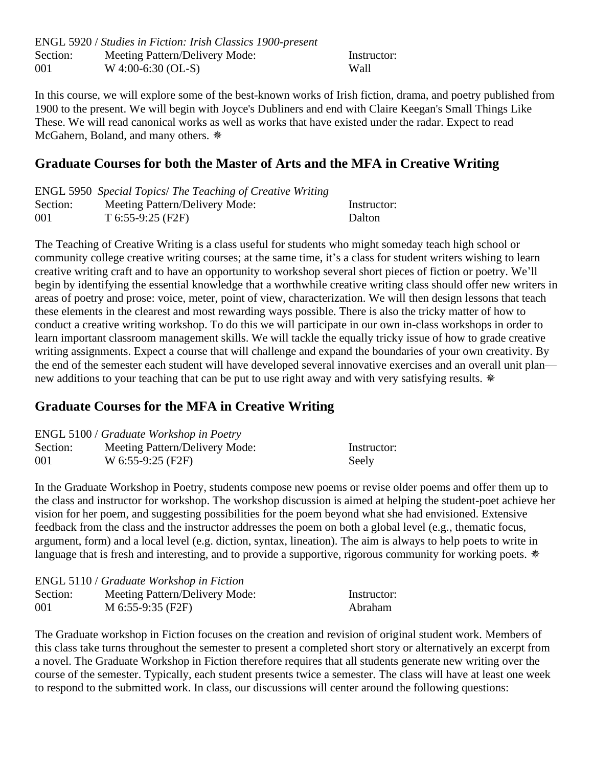ENGL 5920 / *Studies in Fiction: Irish Classics 1900-present*

| Section: | Meeting Pattern/Delivery Mode: | Instructor: |
| --- | --- | --- |
| 001 | W 4:00-6:30 (OL-S) | Wall |

In this course, we will explore some of the best-known works of Irish fiction, drama, and poetry published from 1900 to the present. We will begin with Joyce's Dubliners and end with Claire Keegan's Small Things Like These. We will read canonical works as well as works that have existed under the radar. Expect to read McGahern, Boland, and many others. ❋

## Graduate Courses for both the Master of Arts and the MFA in Creative Writing

ENGL 5950 *Special Topics*/ *The Teaching of Creative Writing*

| Section: | Meeting Pattern/Delivery Mode: | Instructor: |
| --- | --- | --- |
| 001 | T 6:55-9:25 (F2F) | Dalton |

The Teaching of Creative Writing is a class useful for students who might someday teach high school or community college creative writing courses; at the same time, it's a class for student writers wishing to learn creative writing craft and to have an opportunity to workshop several short pieces of fiction or poetry. We'll begin by identifying the essential knowledge that a worthwhile creative writing class should offer new writers in areas of poetry and prose: voice, meter, point of view, characterization. We will then design lessons that teach these elements in the clearest and most rewarding ways possible. There is also the tricky matter of how to conduct a creative writing workshop. To do this we will participate in our own in-class workshops in order to learn important classroom management skills. We will tackle the equally tricky issue of how to grade creative writing assignments. Expect a course that will challenge and expand the boundaries of your own creativity. By the end of the semester each student will have developed several innovative exercises and an overall unit plan—new additions to your teaching that can be put to use right away and with very satisfying results. ❋

## Graduate Courses for the MFA in Creative Writing

ENGL 5100 / *Graduate Workshop in Poetry*

| Section: | Meeting Pattern/Delivery Mode: | Instructor: |
| --- | --- | --- |
| 001 | W 6:55-9:25 (F2F) | Seely |

In the Graduate Workshop in Poetry, students compose new poems or revise older poems and offer them up to the class and instructor for workshop. The workshop discussion is aimed at helping the student-poet achieve her vision for her poem, and suggesting possibilities for the poem beyond what she had envisioned. Extensive feedback from the class and the instructor addresses the poem on both a global level (e.g., thematic focus, argument, form) and a local level (e.g. diction, syntax, lineation). The aim is always to help poets to write in language that is fresh and interesting, and to provide a supportive, rigorous community for working poets. ❋

ENGL 5110 / *Graduate Workshop in Fiction*

| Section: | Meeting Pattern/Delivery Mode: | Instructor: |
| --- | --- | --- |
| 001 | M 6:55-9:35 (F2F) | Abraham |

The Graduate workshop in Fiction focuses on the creation and revision of original student work. Members of this class take turns throughout the semester to present a completed short story or alternatively an excerpt from a novel. The Graduate Workshop in Fiction therefore requires that all students generate new writing over the course of the semester. Typically, each student presents twice a semester. The class will have at least one week to respond to the submitted work. In class, our discussions will center around the following questions: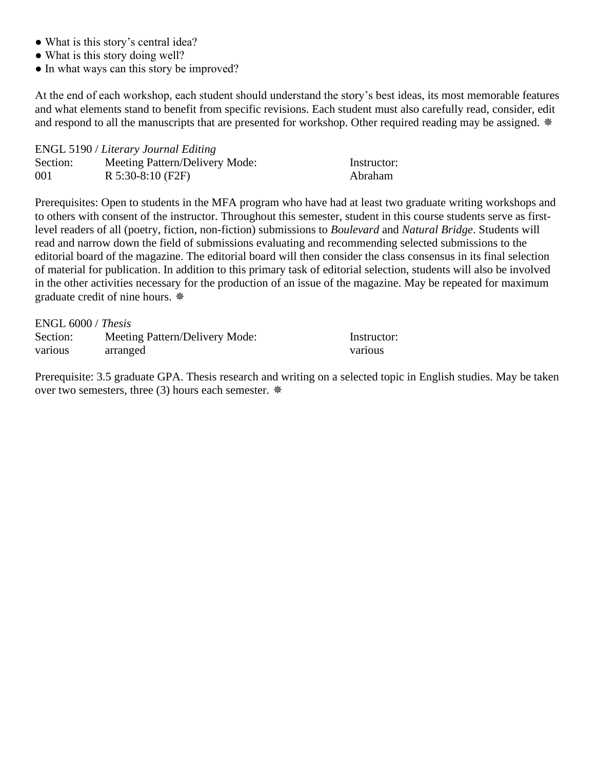- What is this story's central idea?
- What is this story doing well?
- In what ways can this story be improved?

At the end of each workshop, each student should understand the story's best ideas, its most memorable features and what elements stand to benefit from specific revisions. Each student must also carefully read, consider, edit and respond to all the manuscripts that are presented for workshop. Other required reading may be assigned. ❋

ENGL 5190 / *Literary Journal Editing*

| Section: | Meeting Pattern/Delivery Mode: | Instructor: |
|---|---|---|
| 001 | R 5:30-8:10 (F2F) | Abraham |

Prerequisites: Open to students in the MFA program who have had at least two graduate writing workshops and to others with consent of the instructor. Throughout this semester, student in this course students serve as first-level readers of all (poetry, fiction, non-fiction) submissions to *Boulevard* and *Natural Bridge*. Students will read and narrow down the field of submissions evaluating and recommending selected submissions to the editorial board of the magazine. The editorial board will then consider the class consensus in its final selection of material for publication. In addition to this primary task of editorial selection, students will also be involved in the other activities necessary for the production of an issue of the magazine. May be repeated for maximum graduate credit of nine hours. ❋

ENGL 6000 / *Thesis*

| Section: | Meeting Pattern/Delivery Mode: | Instructor: |
|---|---|---|
| various | arranged | various |

Prerequisite: 3.5 graduate GPA. Thesis research and writing on a selected topic in English studies. May be taken over two semesters, three (3) hours each semester. ❋